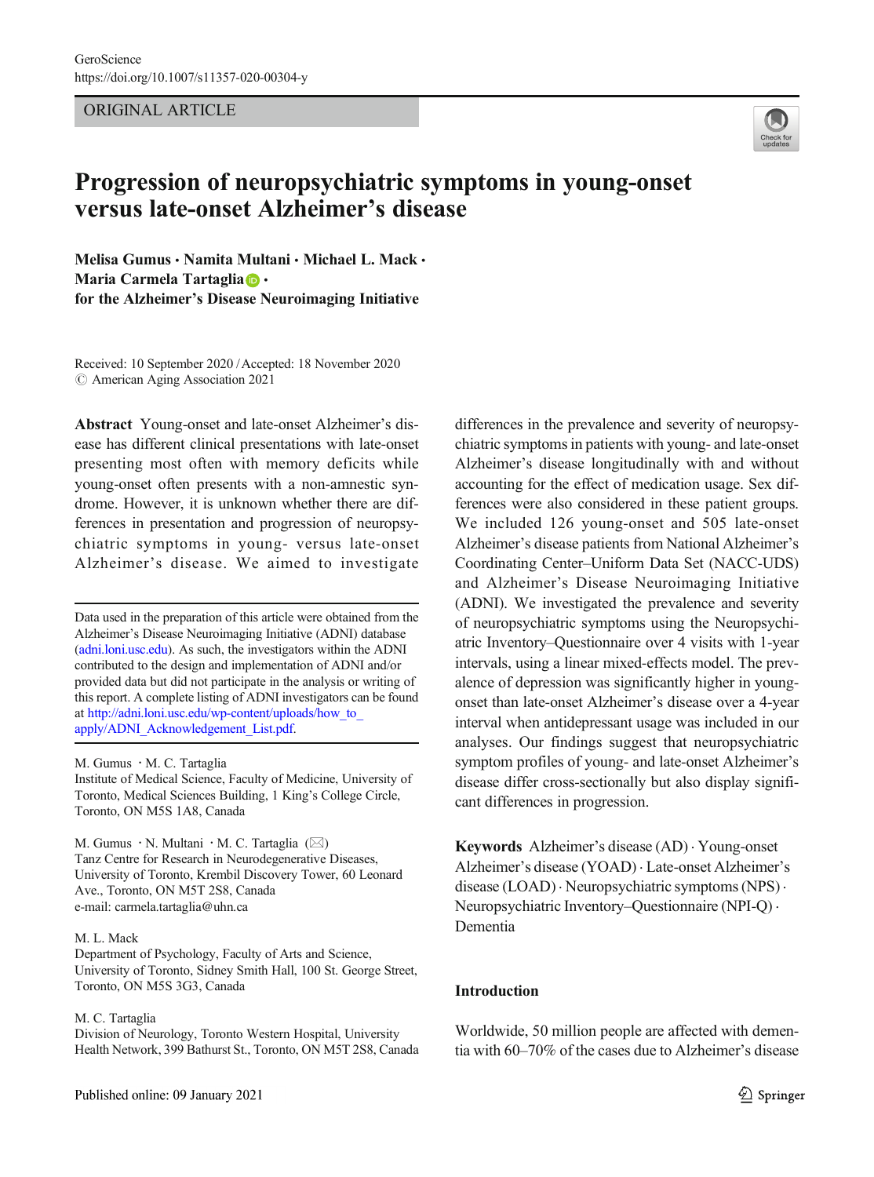GeroScience
https://doi.org/10.1007/s11357-020-00304-y

ORIGINAL ARTICLE

# Progression of neuropsychiatric symptoms in young-onset versus late-onset Alzheimer's disease

**Melisa Gumus · Namita Multani · Michael L. Mack · Maria Carmela Tartaglia · for the Alzheimer's Disease Neuroimaging Initiative**

Received: 10 September 2020 / Accepted: 18 November 2020
© American Aging Association 2021

**Abstract** Young-onset and late-onset Alzheimer's disease has different clinical presentations with late-onset presenting most often with memory deficits while young-onset often presents with a non-amnestic syndrome. However, it is unknown whether there are differences in presentation and progression of neuropsychiatric symptoms in young- versus late-onset Alzheimer's disease. We aimed to investigate differences in the prevalence and severity of neuropsychiatric symptoms in patients with young- and late-onset Alzheimer's disease longitudinally with and without accounting for the effect of medication usage. Sex differences were also considered in these patient groups. We included 126 young-onset and 505 late-onset Alzheimer's disease patients from National Alzheimer's Coordinating Center–Uniform Data Set (NACC-UDS) and Alzheimer's Disease Neuroimaging Initiative (ADNI). We investigated the prevalence and severity of neuropsychiatric symptoms using the Neuropsychiatric Inventory–Questionnaire over 4 visits with 1-year intervals, using a linear mixed-effects model. The prevalence of depression was significantly higher in young-onset than late-onset Alzheimer's disease over a 4-year interval when antidepressant usage was included in our analyses. Our findings suggest that neuropsychiatric symptom profiles of young- and late-onset Alzheimer's disease differ cross-sectionally but also display significant differences in progression.

**Keywords** Alzheimer's disease (AD) · Young-onset Alzheimer's disease (YOAD) · Late-onset Alzheimer's disease (LOAD) · Neuropsychiatric symptoms (NPS) · Neuropsychiatric Inventory–Questionnaire (NPI-Q) · Dementia

Data used in the preparation of this article were obtained from the Alzheimer's Disease Neuroimaging Initiative (ADNI) database (adni.loni.usc.edu). As such, the investigators within the ADNI contributed to the design and implementation of ADNI and/or provided data but did not participate in the analysis or writing of this report. A complete listing of ADNI investigators can be found at http://adni.loni.usc.edu/wp-content/uploads/how_to_apply/ADNI_Acknowledgement_List.pdf.

M. Gumus · M. C. Tartaglia
Institute of Medical Science, Faculty of Medicine, University of Toronto, Medical Sciences Building, 1 King's College Circle, Toronto, ON M5S 1A8, Canada

M. Gumus · N. Multani · M. C. Tartaglia (✉)
Tanz Centre for Research in Neurodegenerative Diseases, University of Toronto, Krembil Discovery Tower, 60 Leonard Ave., Toronto, ON M5T 2S8, Canada
e-mail: carmela.tartaglia@uhn.ca

M. L. Mack
Department of Psychology, Faculty of Arts and Science, University of Toronto, Sidney Smith Hall, 100 St. George Street, Toronto, ON M5S 3G3, Canada

M. C. Tartaglia
Division of Neurology, Toronto Western Hospital, University Health Network, 399 Bathurst St., Toronto, ON M5T 2S8, Canada

## Introduction

Worldwide, 50 million people are affected with dementia with 60–70% of the cases due to Alzheimer's disease

Published online: 09 January 2021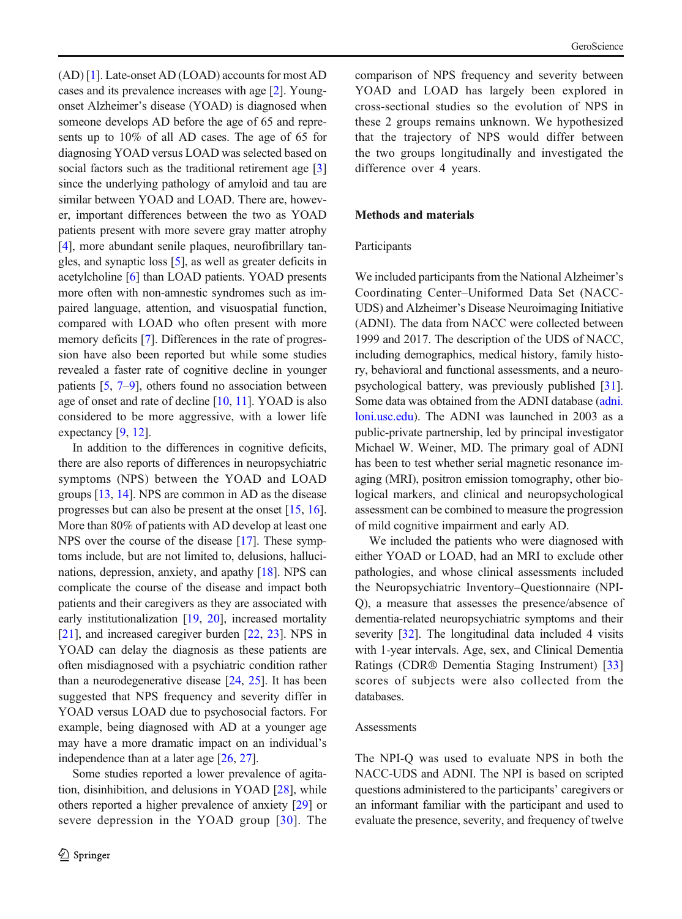(AD) [1]. Late-onset AD (LOAD) accounts for most AD cases and its prevalence increases with age [2]. Young-onset Alzheimer's disease (YOAD) is diagnosed when someone develops AD before the age of 65 and represents up to 10% of all AD cases. The age of 65 for diagnosing YOAD versus LOAD was selected based on social factors such as the traditional retirement age [3] since the underlying pathology of amyloid and tau are similar between YOAD and LOAD. There are, however, important differences between the two as YOAD patients present with more severe gray matter atrophy [4], more abundant senile plaques, neurofibrillary tangles, and synaptic loss [5], as well as greater deficits in acetylcholine [6] than LOAD patients. YOAD presents more often with non-amnestic syndromes such as impaired language, attention, and visuospatial function, compared with LOAD who often present with more memory deficits [7]. Differences in the rate of progression have also been reported but while some studies revealed a faster rate of cognitive decline in younger patients [5, 7–9], others found no association between age of onset and rate of decline [10, 11]. YOAD is also considered to be more aggressive, with a lower life expectancy [9, 12].

In addition to the differences in cognitive deficits, there are also reports of differences in neuropsychiatric symptoms (NPS) between the YOAD and LOAD groups [13, 14]. NPS are common in AD as the disease progresses but can also be present at the onset [15, 16]. More than 80% of patients with AD develop at least one NPS over the course of the disease [17]. These symptoms include, but are not limited to, delusions, hallucinations, depression, anxiety, and apathy [18]. NPS can complicate the course of the disease and impact both patients and their caregivers as they are associated with early institutionalization [19, 20], increased mortality [21], and increased caregiver burden [22, 23]. NPS in YOAD can delay the diagnosis as these patients are often misdiagnosed with a psychiatric condition rather than a neurodegenerative disease [24, 25]. It has been suggested that NPS frequency and severity differ in YOAD versus LOAD due to psychosocial factors. For example, being diagnosed with AD at a younger age may have a more dramatic impact on an individual's independence than at a later age [26, 27].

Some studies reported a lower prevalence of agitation, disinhibition, and delusions in YOAD [28], while others reported a higher prevalence of anxiety [29] or severe depression in the YOAD group [30]. The comparison of NPS frequency and severity between YOAD and LOAD has largely been explored in cross-sectional studies so the evolution of NPS in these 2 groups remains unknown. We hypothesized that the trajectory of NPS would differ between the two groups longitudinally and investigated the difference over 4 years.

## Methods and materials

### Participants

We included participants from the National Alzheimer's Coordinating Center–Uniformed Data Set (NACC-UDS) and Alzheimer's Disease Neuroimaging Initiative (ADNI). The data from NACC were collected between 1999 and 2017. The description of the UDS of NACC, including demographics, medical history, family history, behavioral and functional assessments, and a neuropsychological battery, was previously published [31]. Some data was obtained from the ADNI database (adni.loni.usc.edu). The ADNI was launched in 2003 as a public-private partnership, led by principal investigator Michael W. Weiner, MD. The primary goal of ADNI has been to test whether serial magnetic resonance imaging (MRI), positron emission tomography, other biological markers, and clinical and neuropsychological assessment can be combined to measure the progression of mild cognitive impairment and early AD.

We included the patients who were diagnosed with either YOAD or LOAD, had an MRI to exclude other pathologies, and whose clinical assessments included the Neuropsychiatric Inventory–Questionnaire (NPI-Q), a measure that assesses the presence/absence of dementia-related neuropsychiatric symptoms and their severity [32]. The longitudinal data included 4 visits with 1-year intervals. Age, sex, and Clinical Dementia Ratings (CDR® Dementia Staging Instrument) [33] scores of subjects were also collected from the databases.

### Assessments

The NPI-Q was used to evaluate NPS in both the NACC-UDS and ADNI. The NPI is based on scripted questions administered to the participants' caregivers or an informant familiar with the participant and used to evaluate the presence, severity, and frequency of twelve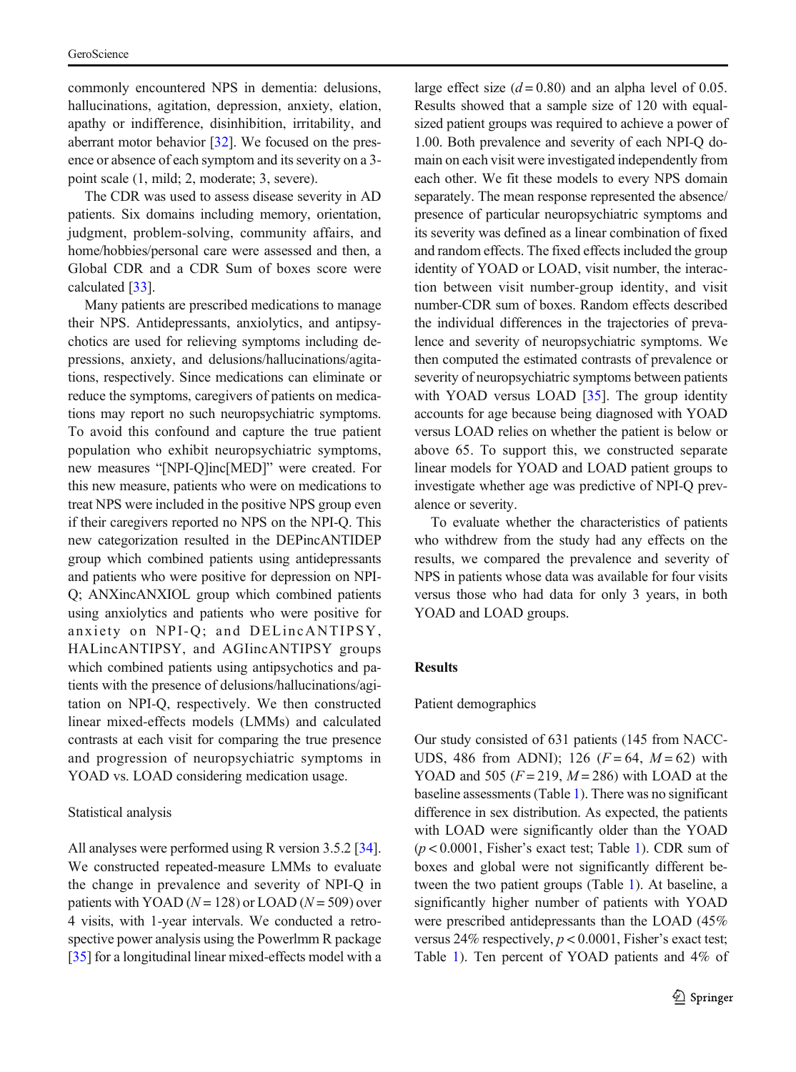commonly encountered NPS in dementia: delusions, hallucinations, agitation, depression, anxiety, elation, apathy or indifference, disinhibition, irritability, and aberrant motor behavior [32]. We focused on the presence or absence of each symptom and its severity on a 3-point scale (1, mild; 2, moderate; 3, severe).

The CDR was used to assess disease severity in AD patients. Six domains including memory, orientation, judgment, problem-solving, community affairs, and home/hobbies/personal care were assessed and then, a Global CDR and a CDR Sum of boxes score were calculated [33].

Many patients are prescribed medications to manage their NPS. Antidepressants, anxiolytics, and antipsychotics are used for relieving symptoms including depressions, anxiety, and delusions/hallucinations/agitations, respectively. Since medications can eliminate or reduce the symptoms, caregivers of patients on medications may report no such neuropsychiatric symptoms. To avoid this confound and capture the true patient population who exhibit neuropsychiatric symptoms, new measures "[NPI-Q]inc[MED]" were created. For this new measure, patients who were on medications to treat NPS were included in the positive NPS group even if their caregivers reported no NPS on the NPI-Q. This new categorization resulted in the DEPincANTIDEP group which combined patients using antidepressants and patients who were positive for depression on NPI-Q; ANXincANXIOL group which combined patients using anxiolytics and patients who were positive for anxiety on NPI-Q; and DELincANTIPSY, HALincANTIPSY, and AGIincANTIPSY groups which combined patients using antipsychotics and patients with the presence of delusions/hallucinations/agitation on NPI-Q, respectively. We then constructed linear mixed-effects models (LMMs) and calculated contrasts at each visit for comparing the true presence and progression of neuropsychiatric symptoms in YOAD vs. LOAD considering medication usage.

## Statistical analysis

All analyses were performed using R version 3.5.2 [34]. We constructed repeated-measure LMMs to evaluate the change in prevalence and severity of NPI-Q in patients with YOAD ($N = 128$) or LOAD ($N = 509$) over 4 visits, with 1-year intervals. We conducted a retrospective power analysis using the Powerlmm R package [35] for a longitudinal linear mixed-effects model with a large effect size ($d = 0.80$) and an alpha level of 0.05. Results showed that a sample size of 120 with equal-sized patient groups was required to achieve a power of 1.00. Both prevalence and severity of each NPI-Q domain on each visit were investigated independently from each other. We fit these models to every NPS domain separately. The mean response represented the absence/presence of particular neuropsychiatric symptoms and its severity was defined as a linear combination of fixed and random effects. The fixed effects included the group identity of YOAD or LOAD, visit number, the interaction between visit number-group identity, and visit number-CDR sum of boxes. Random effects described the individual differences in the trajectories of prevalence and severity of neuropsychiatric symptoms. We then computed the estimated contrasts of prevalence or severity of neuropsychiatric symptoms between patients with YOAD versus LOAD [35]. The group identity accounts for age because being diagnosed with YOAD versus LOAD relies on whether the patient is below or above 65. To support this, we constructed separate linear models for YOAD and LOAD patient groups to investigate whether age was predictive of NPI-Q prevalence or severity.

To evaluate whether the characteristics of patients who withdrew from the study had any effects on the results, we compared the prevalence and severity of NPS in patients whose data was available for four visits versus those who had data for only 3 years, in both YOAD and LOAD groups.

# Results

## Patient demographics

Our study consisted of 631 patients (145 from NACC-UDS, 486 from ADNI); 126 ($F = 64$, $M = 62$) with YOAD and 505 ($F = 219$, $M = 286$) with LOAD at the baseline assessments (Table 1). There was no significant difference in sex distribution. As expected, the patients with LOAD were significantly older than the YOAD ($p < 0.0001$, Fisher's exact test; Table 1). CDR sum of boxes and global were not significantly different between the two patient groups (Table 1). At baseline, a significantly higher number of patients with YOAD were prescribed antidepressants than the LOAD (45% versus 24% respectively, $p < 0.0001$, Fisher's exact test; Table 1). Ten percent of YOAD patients and 4% of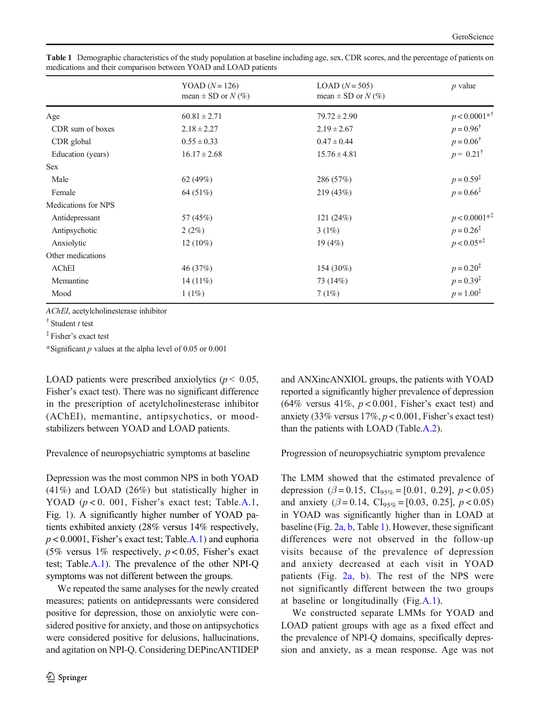Table 1 Demographic characteristics of the study population at baseline including age, sex, CDR scores, and the percentage of patients on medications and their comparison between YOAD and LOAD patients

| | YOAD ($N = 126$) mean ± SD or $N$ (%) | LOAD ($N = 505$) mean ± SD or $N$ (%) | $p$ value |
|---|---|---|---|
| Age | 60.81 ± 2.71 | 79.72 ± 2.90 | $p < 0.0001$*† |
| CDR sum of boxes | 2.18 ± 2.27 | 2.19 ± 2.67 | $p = 0.96$† |
| CDR global | 0.55 ± 0.33 | 0.47 ± 0.44 | $p = 0.06$† |
| Education (years) | 16.17 ± 2.68 | 15.76 ± 4.81 | $p = 0.21$† |
| Sex | | | |
| Male | 62 (49%) | 286 (57%) | $p = 0.59$‡ |
| Female | 64 (51%) | 219 (43%) | $p = 0.66$‡ |
| Medications for NPS | | | |
| Antidepressant | 57 (45%) | 121 (24%) | $p < 0.0001$*‡ |
| Antipsychotic | 2 (2%) | 3 (1%) | $p = 0.26$‡ |
| Anxiolytic | 12 (10%) | 19 (4%) | $p < 0.05$*‡ |
| Other medications | | | |
| AChEI | 46 (37%) | 154 (30%) | $p = 0.20$‡ |
| Memantine | 14 (11%) | 73 (14%) | $p = 0.39$‡ |
| Mood | 1 (1%) | 7 (1%) | $p = 1.00$‡ |

*AChEI*, acetylcholinesterase inhibitor

† Student *t* test

‡ Fisher's exact test

*Significant *p* values at the alpha level of 0.05 or 0.001

LOAD patients were prescribed anxiolytics ($p < 0.05$, Fisher's exact test). There was no significant difference in the prescription of acetylcholinesterase inhibitor (AChEI), memantine, antipsychotics, or mood-stabilizers between YOAD and LOAD patients.

## Prevalence of neuropsychiatric symptoms at baseline

Depression was the most common NPS in both YOAD (41%) and LOAD (26%) but statistically higher in YOAD ($p < 0.001$, Fisher's exact test; Table.A.1, Fig. 1). A significantly higher number of YOAD patients exhibited anxiety (28% versus 14% respectively, $p < 0.0001$, Fisher's exact test; Table.A.1) and euphoria (5% versus 1% respectively, $p < 0.05$, Fisher's exact test; Table.A.1). The prevalence of the other NPI-Q symptoms was not different between the groups.

We repeated the same analyses for the newly created measures; patients on antidepressants were considered positive for depression, those on anxiolytic were considered positive for anxiety, and those on antipsychotics were considered positive for delusions, hallucinations, and agitation on NPI-Q. Considering DEPincANTIDEP and ANXincANXIOL groups, the patients with YOAD reported a significantly higher prevalence of depression (64% versus 41%, $p < 0.001$, Fisher's exact test) and anxiety (33% versus 17%, $p < 0.001$, Fisher's exact test) than the patients with LOAD (Table.A.2).

## Progression of neuropsychiatric symptom prevalence

The LMM showed that the estimated prevalence of depression ($\beta = 0.15$, $CI_{95\%} = [0.01, 0.29]$, $p < 0.05$) and anxiety ($\beta = 0.14$, $CI_{95\%} = [0.03, 0.25]$, $p < 0.05$) in YOAD was significantly higher than in LOAD at baseline (Fig. 2a, b, Table 1). However, these significant differences were not observed in the follow-up visits because of the prevalence of depression and anxiety decreased at each visit in YOAD patients (Fig. 2a, b). The rest of the NPS were not significantly different between the two groups at baseline or longitudinally (Fig.A.1).

We constructed separate LMMs for YOAD and LOAD patient groups with age as a fixed effect and the prevalence of NPI-Q domains, specifically depression and anxiety, as a mean response. Age was not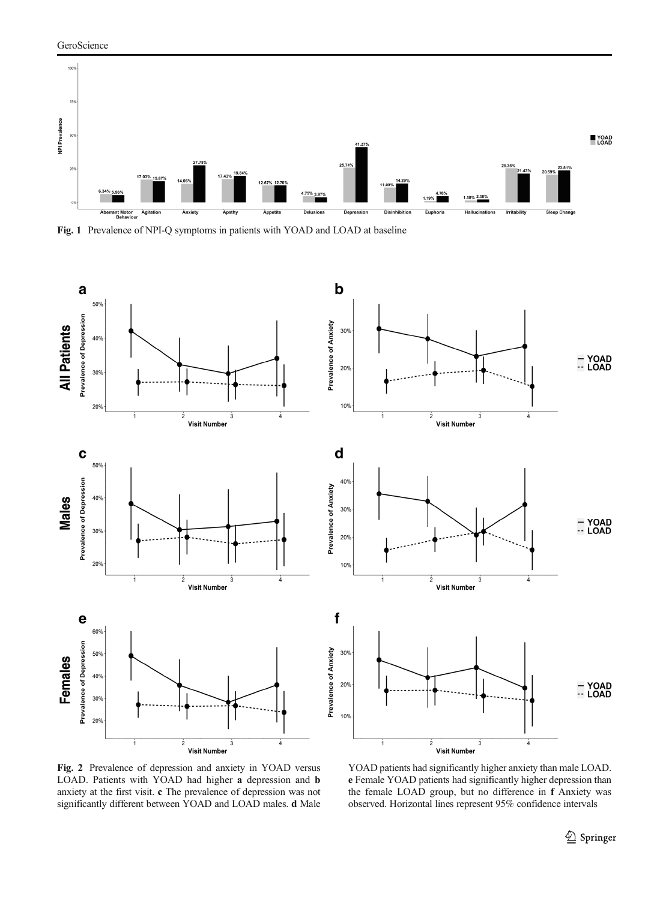**Fig. 1** Prevalence of NPI-Q symptoms in patients with YOAD and LOAD at baseline

**Fig. 2** Prevalence of depression and anxiety in YOAD versus LOAD. Patients with YOAD had higher **a** depression and **b** anxiety at the first visit. **c** The prevalence of depression was not significantly different between YOAD and LOAD males. **d** Male YOAD patients had significantly higher anxiety than male LOAD. **e** Female YOAD patients had significantly higher depression than the female LOAD group, but no difference in **f** Anxiety was observed. Horizontal lines represent 95% confidence intervals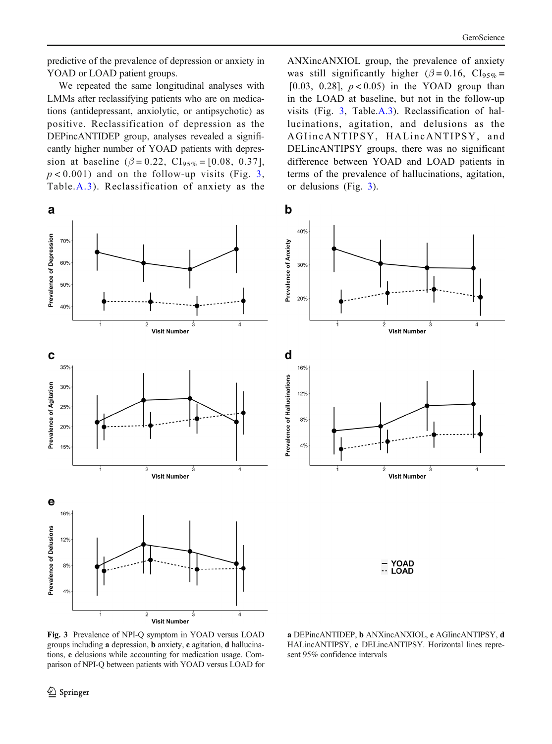predictive of the prevalence of depression or anxiety in YOAD or LOAD patient groups.

We repeated the same longitudinal analyses with LMMs after reclassifying patients who are on medications (antidepressant, anxiolytic, or antipsychotic) as positive. Reclassification of depression as the DEPincANTIDEP group, analyses revealed a significantly higher number of YOAD patients with depression at baseline ($\beta = 0.22$, $CI_{95\%} = [0.08, 0.37]$, $p < 0.001$) and on the follow-up visits (Fig. 3, Table.A.3). Reclassification of anxiety as the ANXincANXIOL group, the prevalence of anxiety was still significantly higher ($\beta = 0.16$, $CI_{95\%} = [0.03, 0.28]$, $p < 0.05$) in the YOAD group than in the LOAD at baseline, but not in the follow-up visits (Fig. 3, Table.A.3). Reclassification of hallucinations, agitation, and delusions as the AGIincANTIPSY, HALincANTIPSY, and DELincANTIPSY groups, there was no significant difference between YOAD and LOAD patients in terms of the prevalence of hallucinations, agitation, or delusions (Fig. 3).

**Fig. 3** Prevalence of NPI-Q symptom in YOAD versus LOAD groups including **a** depression, **b** anxiety, **c** agitation, **d** hallucinations, **e** delusions while accounting for medication usage. Comparison of NPI-Q between patients with YOAD versus LOAD for **a** DEPincANTIDEP, **b** ANXincANXIOL, **c** AGIincANTIPSY, **d** HALincANTIPSY, **e** DELincANTIPSY. Horizontal lines represent 95% confidence intervals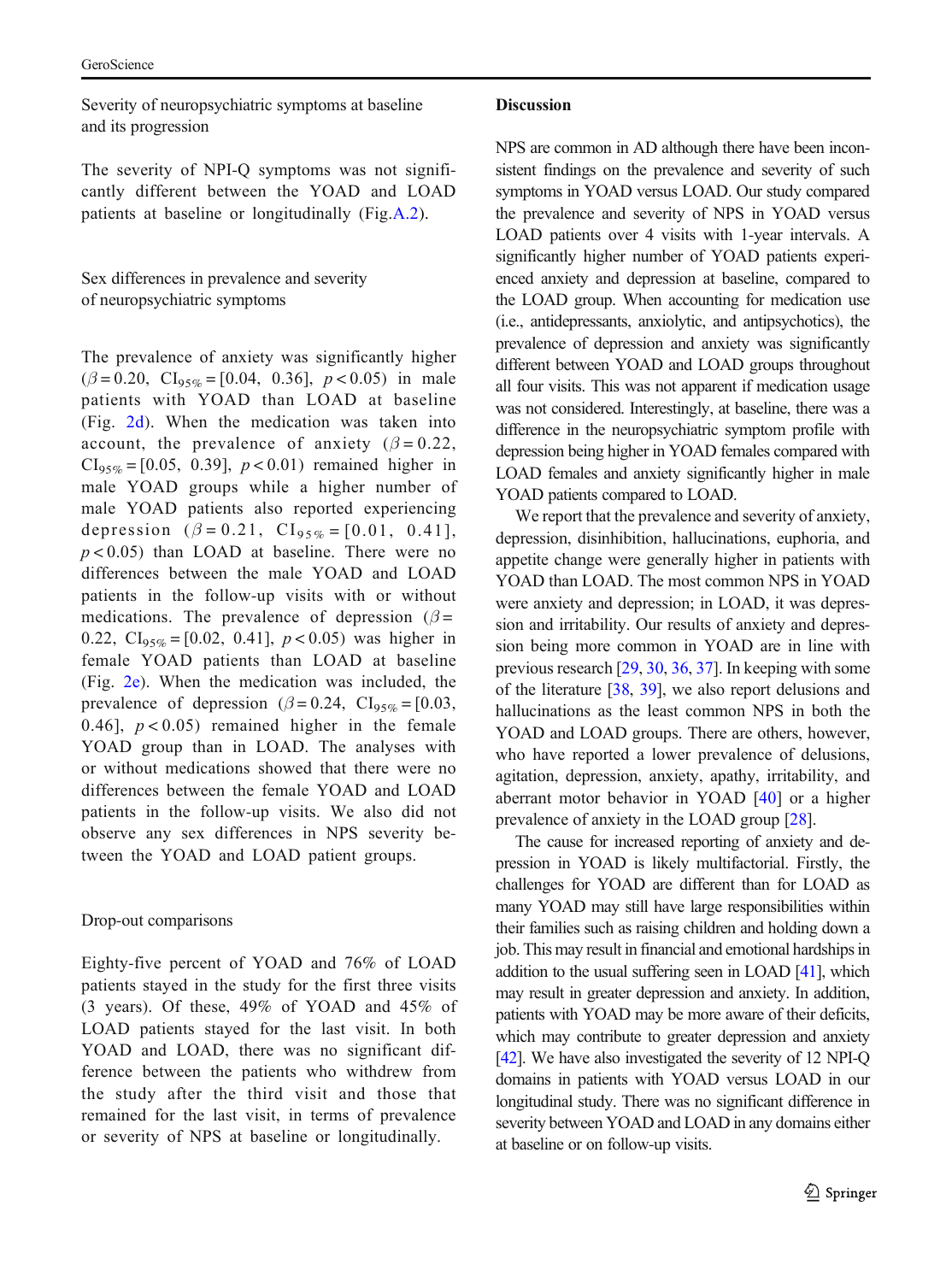### Severity of neuropsychiatric symptoms at baseline and its progression

The severity of NPI-Q symptoms was not significantly different between the YOAD and LOAD patients at baseline or longitudinally (Fig.A.2).

### Sex differences in prevalence and severity of neuropsychiatric symptoms

The prevalence of anxiety was significantly higher ($\beta = 0.20$, $CI_{95\%} = [0.04,\ 0.36]$, $p < 0.05$) in male patients with YOAD than LOAD at baseline (Fig. 2d). When the medication was taken into account, the prevalence of anxiety ($\beta = 0.22$, $CI_{95\%} = [0.05,\ 0.39]$, $p < 0.01$) remained higher in male YOAD groups while a higher number of male YOAD patients also reported experiencing depression ($\beta = 0.21$, $CI_{95\%} = [0.01,\ 0.41]$, $p < 0.05$) than LOAD at baseline. There were no differences between the male YOAD and LOAD patients in the follow-up visits with or without medications. The prevalence of depression ($\beta = 0.22$, $CI_{95\%} = [0.02,\ 0.41]$, $p < 0.05$) was higher in female YOAD patients than LOAD at baseline (Fig. 2e). When the medication was included, the prevalence of depression ($\beta = 0.24$, $CI_{95\%} = [0.03,\ 0.46]$, $p < 0.05$) remained higher in the female YOAD group than in LOAD. The analyses with or without medications showed that there were no differences between the female YOAD and LOAD patients in the follow-up visits. We also did not observe any sex differences in NPS severity between the YOAD and LOAD patient groups.

### Drop-out comparisons

Eighty-five percent of YOAD and 76% of LOAD patients stayed in the study for the first three visits (3 years). Of these, 49% of YOAD and 45% of LOAD patients stayed for the last visit. In both YOAD and LOAD, there was no significant difference between the patients who withdrew from the study after the third visit and those that remained for the last visit, in terms of prevalence or severity of NPS at baseline or longitudinally.

## Discussion

NPS are common in AD although there have been inconsistent findings on the prevalence and severity of such symptoms in YOAD versus LOAD. Our study compared the prevalence and severity of NPS in YOAD versus LOAD patients over 4 visits with 1-year intervals. A significantly higher number of YOAD patients experienced anxiety and depression at baseline, compared to the LOAD group. When accounting for medication use (i.e., antidepressants, anxiolytic, and antipsychotics), the prevalence of depression and anxiety was significantly different between YOAD and LOAD groups throughout all four visits. This was not apparent if medication usage was not considered. Interestingly, at baseline, there was a difference in the neuropsychiatric symptom profile with depression being higher in YOAD females compared with LOAD females and anxiety significantly higher in male YOAD patients compared to LOAD.

We report that the prevalence and severity of anxiety, depression, disinhibition, hallucinations, euphoria, and appetite change were generally higher in patients with YOAD than LOAD. The most common NPS in YOAD were anxiety and depression; in LOAD, it was depression and irritability. Our results of anxiety and depression being more common in YOAD are in line with previous research [29, 30, 36, 37]. In keeping with some of the literature [38, 39], we also report delusions and hallucinations as the least common NPS in both the YOAD and LOAD groups. There are others, however, who have reported a lower prevalence of delusions, agitation, depression, anxiety, apathy, irritability, and aberrant motor behavior in YOAD [40] or a higher prevalence of anxiety in the LOAD group [28].

The cause for increased reporting of anxiety and depression in YOAD is likely multifactorial. Firstly, the challenges for YOAD are different than for LOAD as many YOAD may still have large responsibilities within their families such as raising children and holding down a job. This may result in financial and emotional hardships in addition to the usual suffering seen in LOAD [41], which may result in greater depression and anxiety. In addition, patients with YOAD may be more aware of their deficits, which may contribute to greater depression and anxiety [42]. We have also investigated the severity of 12 NPI-Q domains in patients with YOAD versus LOAD in our longitudinal study. There was no significant difference in severity between YOAD and LOAD in any domains either at baseline or on follow-up visits.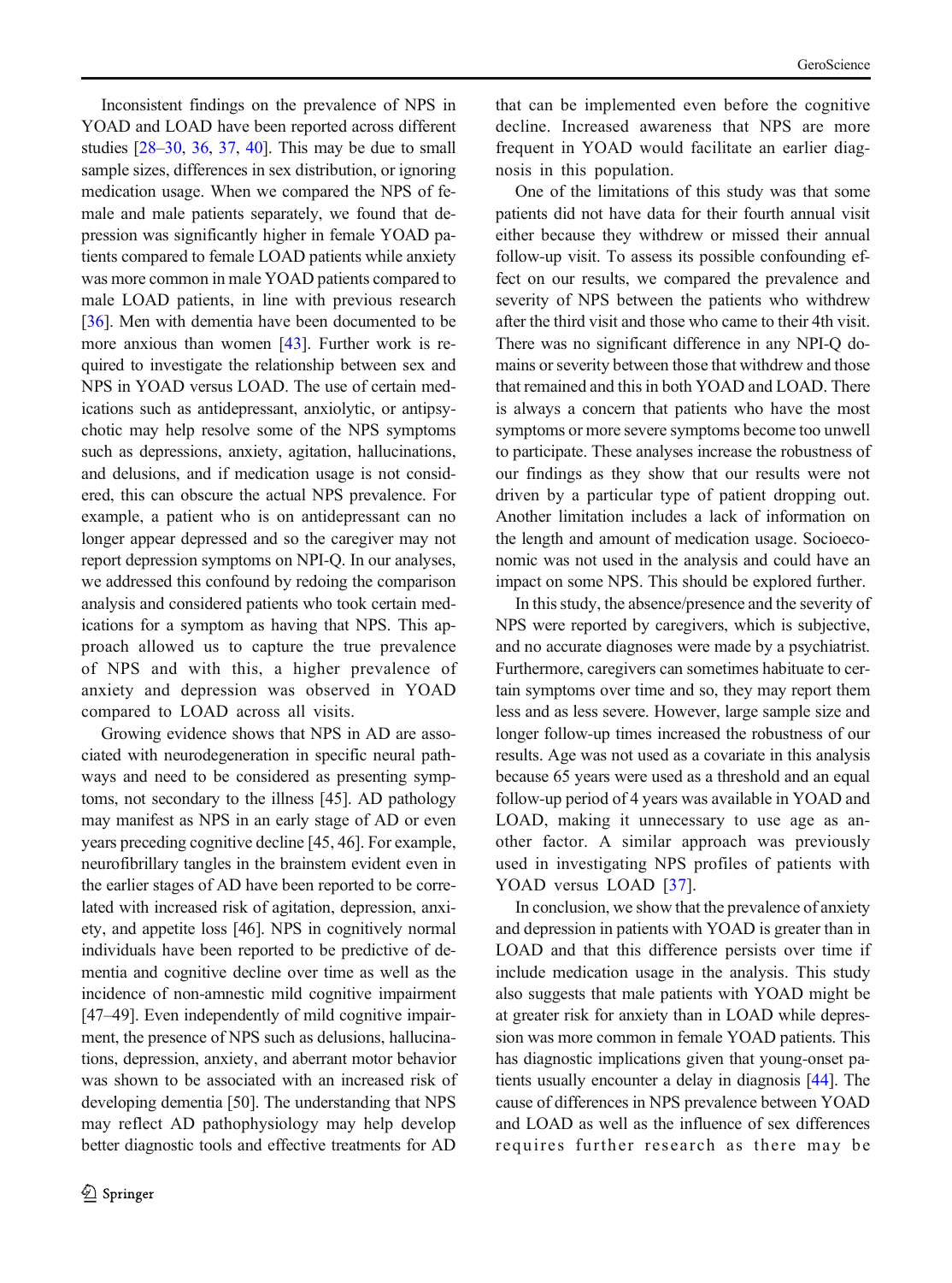Inconsistent findings on the prevalence of NPS in YOAD and LOAD have been reported across different studies [28–30, 36, 37, 40]. This may be due to small sample sizes, differences in sex distribution, or ignoring medication usage. When we compared the NPS of female and male patients separately, we found that depression was significantly higher in female YOAD patients compared to female LOAD patients while anxiety was more common in male YOAD patients compared to male LOAD patients, in line with previous research [36]. Men with dementia have been documented to be more anxious than women [43]. Further work is required to investigate the relationship between sex and NPS in YOAD versus LOAD. The use of certain medications such as antidepressant, anxiolytic, or antipsychotic may help resolve some of the NPS symptoms such as depressions, anxiety, agitation, hallucinations, and delusions, and if medication usage is not considered, this can obscure the actual NPS prevalence. For example, a patient who is on antidepressant can no longer appear depressed and so the caregiver may not report depression symptoms on NPI-Q. In our analyses, we addressed this confound by redoing the comparison analysis and considered patients who took certain medications for a symptom as having that NPS. This approach allowed us to capture the true prevalence of NPS and with this, a higher prevalence of anxiety and depression was observed in YOAD compared to LOAD across all visits.

Growing evidence shows that NPS in AD are associated with neurodegeneration in specific neural pathways and need to be considered as presenting symptoms, not secondary to the illness [45]. AD pathology may manifest as NPS in an early stage of AD or even years preceding cognitive decline [45, 46]. For example, neurofibrillary tangles in the brainstem evident even in the earlier stages of AD have been reported to be correlated with increased risk of agitation, depression, anxiety, and appetite loss [46]. NPS in cognitively normal individuals have been reported to be predictive of dementia and cognitive decline over time as well as the incidence of non-amnestic mild cognitive impairment [47–49]. Even independently of mild cognitive impairment, the presence of NPS such as delusions, hallucinations, depression, anxiety, and aberrant motor behavior was shown to be associated with an increased risk of developing dementia [50]. The understanding that NPS may reflect AD pathophysiology may help develop better diagnostic tools and effective treatments for AD that can be implemented even before the cognitive decline. Increased awareness that NPS are more frequent in YOAD would facilitate an earlier diagnosis in this population.

One of the limitations of this study was that some patients did not have data for their fourth annual visit either because they withdrew or missed their annual follow-up visit. To assess its possible confounding effect on our results, we compared the prevalence and severity of NPS between the patients who withdrew after the third visit and those who came to their 4th visit. There was no significant difference in any NPI-Q domains or severity between those that withdrew and those that remained and this in both YOAD and LOAD. There is always a concern that patients who have the most symptoms or more severe symptoms become too unwell to participate. These analyses increase the robustness of our findings as they show that our results were not driven by a particular type of patient dropping out. Another limitation includes a lack of information on the length and amount of medication usage. Socioeconomic was not used in the analysis and could have an impact on some NPS. This should be explored further.

In this study, the absence/presence and the severity of NPS were reported by caregivers, which is subjective, and no accurate diagnoses were made by a psychiatrist. Furthermore, caregivers can sometimes habituate to certain symptoms over time and so, they may report them less and as less severe. However, large sample size and longer follow-up times increased the robustness of our results. Age was not used as a covariate in this analysis because 65 years were used as a threshold and an equal follow-up period of 4 years was available in YOAD and LOAD, making it unnecessary to use age as another factor. A similar approach was previously used in investigating NPS profiles of patients with YOAD versus LOAD [37].

In conclusion, we show that the prevalence of anxiety and depression in patients with YOAD is greater than in LOAD and that this difference persists over time if include medication usage in the analysis. This study also suggests that male patients with YOAD might be at greater risk for anxiety than in LOAD while depression was more common in female YOAD patients. This has diagnostic implications given that young-onset patients usually encounter a delay in diagnosis [44]. The cause of differences in NPS prevalence between YOAD and LOAD as well as the influence of sex differences requires further research as there may be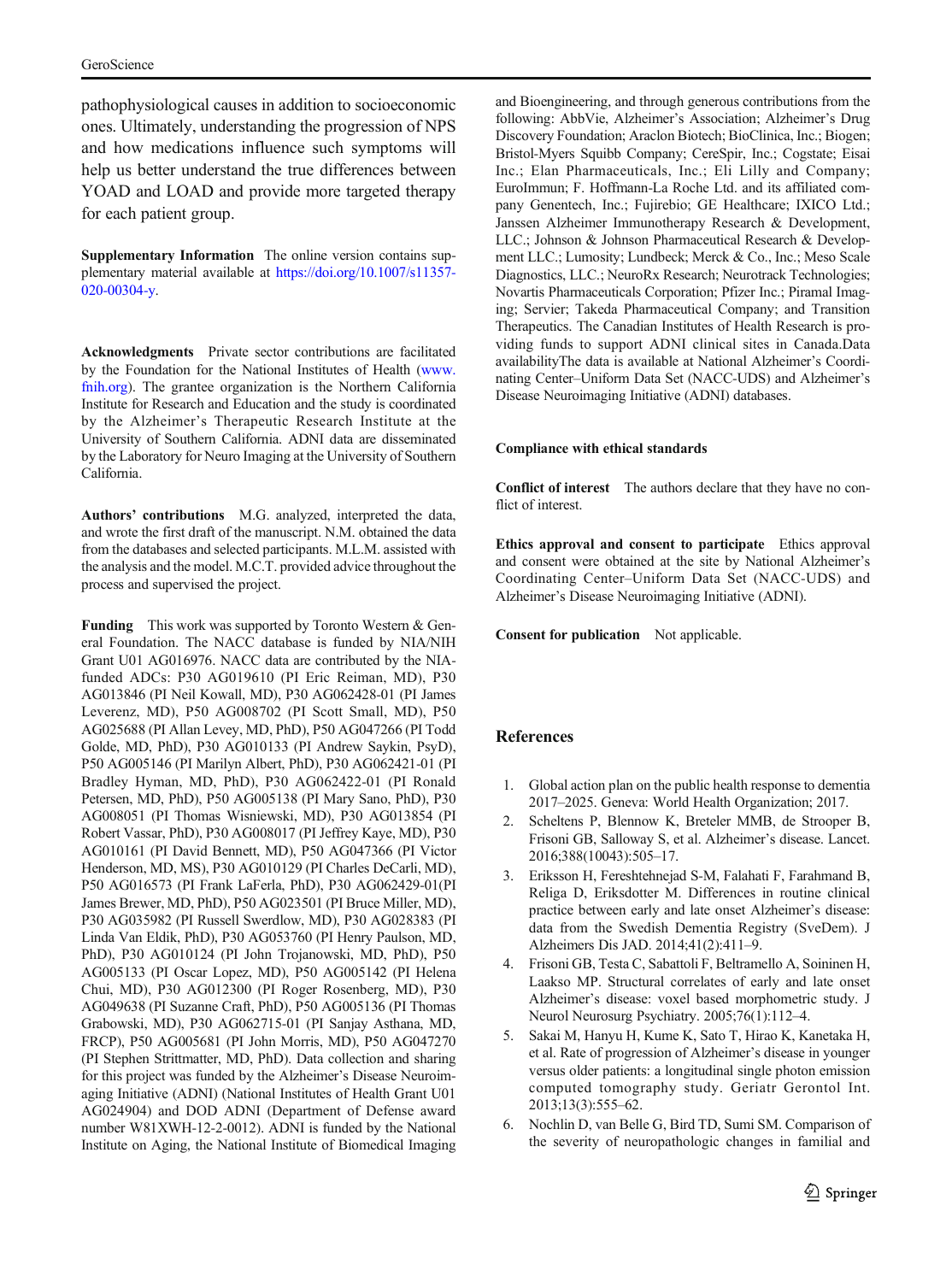pathophysiological causes in addition to socioeconomic ones. Ultimately, understanding the progression of NPS and how medications influence such symptoms will help us better understand the true differences between YOAD and LOAD and provide more targeted therapy for each patient group.

**Supplementary Information** The online version contains supplementary material available at https://doi.org/10.1007/s11357-020-00304-y.

**Acknowledgments** Private sector contributions are facilitated by the Foundation for the National Institutes of Health (www.fnih.org). The grantee organization is the Northern California Institute for Research and Education and the study is coordinated by the Alzheimer's Therapeutic Research Institute at the University of Southern California. ADNI data are disseminated by the Laboratory for Neuro Imaging at the University of Southern California.

**Authors' contributions** M.G. analyzed, interpreted the data, and wrote the first draft of the manuscript. N.M. obtained the data from the databases and selected participants. M.L.M. assisted with the analysis and the model. M.C.T. provided advice throughout the process and supervised the project.

**Funding** This work was supported by Toronto Western & General Foundation. The NACC database is funded by NIA/NIH Grant U01 AG016976. NACC data are contributed by the NIA-funded ADCs: P30 AG019610 (PI Eric Reiman, MD), P30 AG013846 (PI Neil Kowall, MD), P30 AG062428-01 (PI James Leverenz, MD), P50 AG008702 (PI Scott Small, MD), P50 AG025688 (PI Allan Levey, MD, PhD), P50 AG047266 (PI Todd Golde, MD, PhD), P30 AG010133 (PI Andrew Saykin, PsyD), P50 AG005146 (PI Marilyn Albert, PhD), P30 AG062421-01 (PI Bradley Hyman, MD, PhD), P30 AG062422-01 (PI Ronald Petersen, MD, PhD), P50 AG005138 (PI Mary Sano, PhD), P30 AG008051 (PI Thomas Wisniewski, MD), P30 AG013854 (PI Robert Vassar, PhD), P30 AG008017 (PI Jeffrey Kaye, MD), P30 AG010161 (PI David Bennett, MD), P50 AG047366 (PI Victor Henderson, MD, MS), P30 AG010129 (PI Charles DeCarli, MD), P50 AG016573 (PI Frank LaFerla, PhD), P30 AG062429-01(PI James Brewer, MD, PhD), P50 AG023501 (PI Bruce Miller, MD), P30 AG035982 (PI Russell Swerdlow, MD), P30 AG028383 (PI Linda Van Eldik, PhD), P30 AG053760 (PI Henry Paulson, MD, PhD), P30 AG010124 (PI John Trojanowski, MD, PhD), P50 AG005133 (PI Oscar Lopez, MD), P50 AG005142 (PI Helena Chui, MD), P30 AG012300 (PI Roger Rosenberg, MD), P30 AG049638 (PI Suzanne Craft, PhD), P50 AG005136 (PI Thomas Grabowski, MD), P30 AG062715-01 (PI Sanjay Asthana, MD, FRCP), P50 AG005681 (PI John Morris, MD), P50 AG047270 (PI Stephen Strittmatter, MD, PhD). Data collection and sharing for this project was funded by the Alzheimer's Disease Neuroimaging Initiative (ADNI) (National Institutes of Health Grant U01 AG024904) and DOD ADNI (Department of Defense award number W81XWH-12-2-0012). ADNI is funded by the National Institute on Aging, the National Institute of Biomedical Imaging and Bioengineering, and through generous contributions from the following: AbbVie, Alzheimer's Association; Alzheimer's Drug Discovery Foundation; Araclon Biotech; BioClinica, Inc.; Biogen; Bristol-Myers Squibb Company; CereSpir, Inc.; Cogstate; Eisai Inc.; Elan Pharmaceuticals, Inc.; Eli Lilly and Company; EuroImmun; F. Hoffmann-La Roche Ltd. and its affiliated company Genentech, Inc.; Fujirebio; GE Healthcare; IXICO Ltd.; Janssen Alzheimer Immunotherapy Research & Development, LLC.; Johnson & Johnson Pharmaceutical Research & Development LLC.; Lumosity; Lundbeck; Merck & Co., Inc.; Meso Scale Diagnostics, LLC.; NeuroRx Research; Neurotrack Technologies; Novartis Pharmaceuticals Corporation; Pfizer Inc.; Piramal Imaging; Servier; Takeda Pharmaceutical Company; and Transition Therapeutics. The Canadian Institutes of Health Research is providing funds to support ADNI clinical sites in Canada.Data availabilityThe data is available at National Alzheimer's Coordinating Center–Uniform Data Set (NACC-UDS) and Alzheimer's Disease Neuroimaging Initiative (ADNI) databases.

**Compliance with ethical standards**

**Conflict of interest** The authors declare that they have no conflict of interest.

**Ethics approval and consent to participate** Ethics approval and consent were obtained at the site by National Alzheimer's Coordinating Center–Uniform Data Set (NACC-UDS) and Alzheimer's Disease Neuroimaging Initiative (ADNI).

**Consent for publication** Not applicable.

## References

1. Global action plan on the public health response to dementia 2017–2025. Geneva: World Health Organization; 2017.
2. Scheltens P, Blennow K, Breteler MMB, de Strooper B, Frisoni GB, Salloway S, et al. Alzheimer's disease. Lancet. 2016;388(10043):505–17.
3. Eriksson H, Fereshtehnejad S-M, Falahati F, Farahmand B, Religa D, Eriksdotter M. Differences in routine clinical practice between early and late onset Alzheimer's disease: data from the Swedish Dementia Registry (SveDem). J Alzheimers Dis JAD. 2014;41(2):411–9.
4. Frisoni GB, Testa C, Sabattoli F, Beltramello A, Soininen H, Laakso MP. Structural correlates of early and late onset Alzheimer's disease: voxel based morphometric study. J Neurol Neurosurg Psychiatry. 2005;76(1):112–4.
5. Sakai M, Hanyu H, Kume K, Sato T, Hirao K, Kanetaka H, et al. Rate of progression of Alzheimer's disease in younger versus older patients: a longitudinal single photon emission computed tomography study. Geriatr Gerontol Int. 2013;13(3):555–62.
6. Nochlin D, van Belle G, Bird TD, Sumi SM. Comparison of the severity of neuropathologic changes in familial and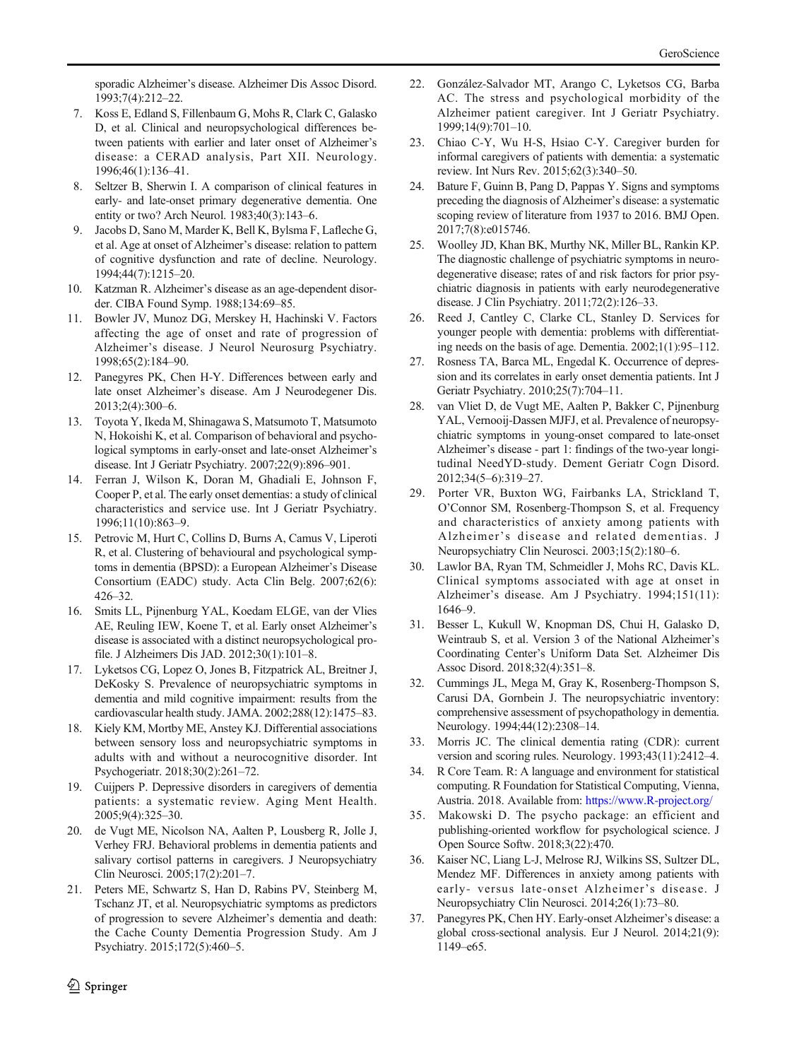sporadic Alzheimer's disease. Alzheimer Dis Assoc Disord. 1993;7(4):212–22.

7. Koss E, Edland S, Fillenbaum G, Mohs R, Clark C, Galasko D, et al. Clinical and neuropsychological differences between patients with earlier and later onset of Alzheimer's disease: a CERAD analysis, Part XII. Neurology. 1996;46(1):136–41.
8. Seltzer B, Sherwin I. A comparison of clinical features in early- and late-onset primary degenerative dementia. One entity or two? Arch Neurol. 1983;40(3):143–6.
9. Jacobs D, Sano M, Marder K, Bell K, Bylsma F, Lafleche G, et al. Age at onset of Alzheimer's disease: relation to pattern of cognitive dysfunction and rate of decline. Neurology. 1994;44(7):1215–20.
10. Katzman R. Alzheimer's disease as an age-dependent disorder. CIBA Found Symp. 1988;134:69–85.
11. Bowler JV, Munoz DG, Merskey H, Hachinski V. Factors affecting the age of onset and rate of progression of Alzheimer's disease. J Neurol Neurosurg Psychiatry. 1998;65(2):184–90.
12. Panegyres PK, Chen H-Y. Differences between early and late onset Alzheimer's disease. Am J Neurodegener Dis. 2013;2(4):300–6.
13. Toyota Y, Ikeda M, Shinagawa S, Matsumoto T, Matsumoto N, Hokoishi K, et al. Comparison of behavioral and psychological symptoms in early-onset and late-onset Alzheimer's disease. Int J Geriatr Psychiatry. 2007;22(9):896–901.
14. Ferran J, Wilson K, Doran M, Ghadiali E, Johnson F, Cooper P, et al. The early onset dementias: a study of clinical characteristics and service use. Int J Geriatr Psychiatry. 1996;11(10):863–9.
15. Petrovic M, Hurt C, Collins D, Burns A, Camus V, Liperoti R, et al. Clustering of behavioural and psychological symptoms in dementia (BPSD): a European Alzheimer's Disease Consortium (EADC) study. Acta Clin Belg. 2007;62(6):426–32.
16. Smits LL, Pijnenburg YAL, Koedam ELGE, van der Vlies AE, Reuling IEW, Koene T, et al. Early onset Alzheimer's disease is associated with a distinct neuropsychological profile. J Alzheimers Dis JAD. 2012;30(1):101–8.
17. Lyketsos CG, Lopez O, Jones B, Fitzpatrick AL, Breitner J, DeKosky S. Prevalence of neuropsychiatric symptoms in dementia and mild cognitive impairment: results from the cardiovascular health study. JAMA. 2002;288(12):1475–83.
18. Kiely KM, Mortby ME, Anstey KJ. Differential associations between sensory loss and neuropsychiatric symptoms in adults with and without a neurocognitive disorder. Int Psychogeriatr. 2018;30(2):261–72.
19. Cuijpers P. Depressive disorders in caregivers of dementia patients: a systematic review. Aging Ment Health. 2005;9(4):325–30.
20. de Vugt ME, Nicolson NA, Aalten P, Lousberg R, Jolle J, Verhey FRJ. Behavioral problems in dementia patients and salivary cortisol patterns in caregivers. J Neuropsychiatry Clin Neurosci. 2005;17(2):201–7.
21. Peters ME, Schwartz S, Han D, Rabins PV, Steinberg M, Tschanz JT, et al. Neuropsychiatric symptoms as predictors of progression to severe Alzheimer's dementia and death: the Cache County Dementia Progression Study. Am J Psychiatry. 2015;172(5):460–5.
22. González-Salvador MT, Arango C, Lyketsos CG, Barba AC. The stress and psychological morbidity of the Alzheimer patient caregiver. Int J Geriatr Psychiatry. 1999;14(9):701–10.
23. Chiao C-Y, Wu H-S, Hsiao C-Y. Caregiver burden for informal caregivers of patients with dementia: a systematic review. Int Nurs Rev. 2015;62(3):340–50.
24. Bature F, Guinn B, Pang D, Pappas Y. Signs and symptoms preceding the diagnosis of Alzheimer's disease: a systematic scoping review of literature from 1937 to 2016. BMJ Open. 2017;7(8):e015746.
25. Woolley JD, Khan BK, Murthy NK, Miller BL, Rankin KP. The diagnostic challenge of psychiatric symptoms in neurodegenerative disease; rates of and risk factors for prior psychiatric diagnosis in patients with early neurodegenerative disease. J Clin Psychiatry. 2011;72(2):126–33.
26. Reed J, Cantley C, Clarke CL, Stanley D. Services for younger people with dementia: problems with differentiating needs on the basis of age. Dementia. 2002;1(1):95–112.
27. Rosness TA, Barca ML, Engedal K. Occurrence of depression and its correlates in early onset dementia patients. Int J Geriatr Psychiatry. 2010;25(7):704–11.
28. van Vliet D, de Vugt ME, Aalten P, Bakker C, Pijnenburg YAL, Vernooij-Dassen MJFJ, et al. Prevalence of neuropsychiatric symptoms in young-onset compared to late-onset Alzheimer's disease - part 1: findings of the two-year longitudinal NeedYD-study. Dement Geriatr Cogn Disord. 2012;34(5–6):319–27.
29. Porter VR, Buxton WG, Fairbanks LA, Strickland T, O'Connor SM, Rosenberg-Thompson S, et al. Frequency and characteristics of anxiety among patients with Alzheimer's disease and related dementias. J Neuropsychiatry Clin Neurosci. 2003;15(2):180–6.
30. Lawlor BA, Ryan TM, Schmeidler J, Mohs RC, Davis KL. Clinical symptoms associated with age at onset in Alzheimer's disease. Am J Psychiatry. 1994;151(11):1646–9.
31. Besser L, Kukull W, Knopman DS, Chui H, Galasko D, Weintraub S, et al. Version 3 of the National Alzheimer's Coordinating Center's Uniform Data Set. Alzheimer Dis Assoc Disord. 2018;32(4):351–8.
32. Cummings JL, Mega M, Gray K, Rosenberg-Thompson S, Carusi DA, Gornbein J. The neuropsychiatric inventory: comprehensive assessment of psychopathology in dementia. Neurology. 1994;44(12):2308–14.
33. Morris JC. The clinical dementia rating (CDR): current version and scoring rules. Neurology. 1993;43(11):2412–4.
34. R Core Team. R: A language and environment for statistical computing. R Foundation for Statistical Computing, Vienna, Austria. 2018. Available from: https://www.R-project.org/
35. Makowski D. The psycho package: an efficient and publishing-oriented workflow for psychological science. J Open Source Softw. 2018;3(22):470.
36. Kaiser NC, Liang L-J, Melrose RJ, Wilkins SS, Sultzer DL, Mendez MF. Differences in anxiety among patients with early- versus late-onset Alzheimer's disease. J Neuropsychiatry Clin Neurosci. 2014;26(1):73–80.
37. Panegyres PK, Chen HY. Early-onset Alzheimer's disease: a global cross-sectional analysis. Eur J Neurol. 2014;21(9):1149–e65.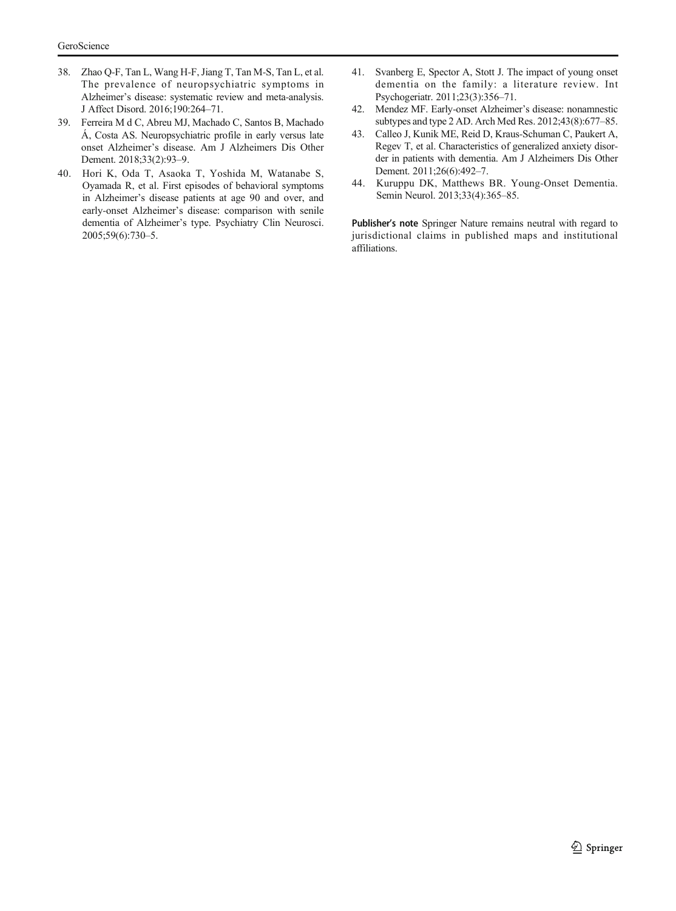38. Zhao Q-F, Tan L, Wang H-F, Jiang T, Tan M-S, Tan L, et al. The prevalence of neuropsychiatric symptoms in Alzheimer's disease: systematic review and meta-analysis. J Affect Disord. 2016;190:264–71.
39. Ferreira M d C, Abreu MJ, Machado C, Santos B, Machado Á, Costa AS. Neuropsychiatric profile in early versus late onset Alzheimer's disease. Am J Alzheimers Dis Other Dement. 2018;33(2):93–9.
40. Hori K, Oda T, Asaoka T, Yoshida M, Watanabe S, Oyamada R, et al. First episodes of behavioral symptoms in Alzheimer's disease patients at age 90 and over, and early-onset Alzheimer's disease: comparison with senile dementia of Alzheimer's type. Psychiatry Clin Neurosci. 2005;59(6):730–5.
41. Svanberg E, Spector A, Stott J. The impact of young onset dementia on the family: a literature review. Int Psychogeriatr. 2011;23(3):356–71.
42. Mendez MF. Early-onset Alzheimer's disease: nonamnestic subtypes and type 2 AD. Arch Med Res. 2012;43(8):677–85.
43. Calleo J, Kunik ME, Reid D, Kraus-Schuman C, Paukert A, Regev T, et al. Characteristics of generalized anxiety disorder in patients with dementia. Am J Alzheimers Dis Other Dement. 2011;26(6):492–7.
44. Kuruppu DK, Matthews BR. Young-Onset Dementia. Semin Neurol. 2013;33(4):365–85.

**Publisher's note** Springer Nature remains neutral with regard to jurisdictional claims in published maps and institutional affiliations.